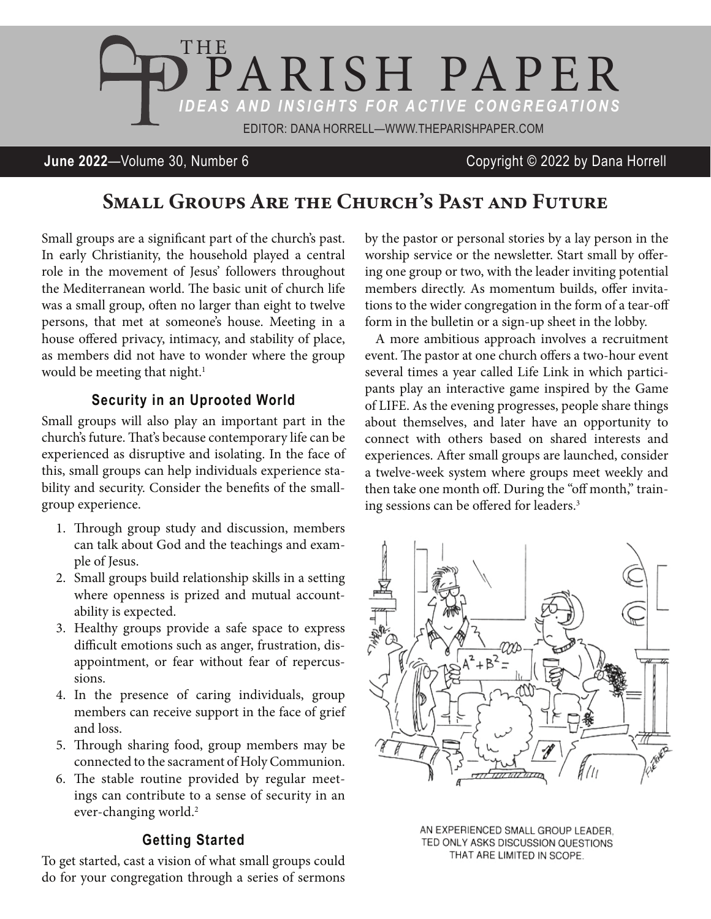# The Parish Paper

*Ideas and Insights for Active Congregations*

Editor: Dana Horrell—www.theparishpaper.com

**June 2022**—Volume 30, Number 6 — Copyright © 2022 by Dana Horrell

## Small Groups Are the Church's Past and Future

Small groups are a significant part of the church's past. In early Christianity, the household played a central role in the movement of Jesus' followers throughout the Mediterranean world. The basic unit of church life was a small group, often no larger than eight to twelve persons, that met at someone's house. Meeting in a house offered privacy, intimacy, and stability of place, as members did not have to wonder where the group would be meeting that night.[1]

### Security in an Uprooted World

Small groups will also play an important part in the church's future. That's because contemporary life can be experienced as disruptive and isolating. In the face of this, small groups can help individuals experience stability and security. Consider the benefits of the small-group experience.

1. Through group study and discussion, members can talk about God and the teachings and example of Jesus.
2. Small groups build relationship skills in a setting where openness is prized and mutual accountability is expected.
3. Healthy groups provide a safe space to express difficult emotions such as anger, frustration, disappointment, or fear without fear of repercussions.
4. In the presence of caring individuals, group members can receive support in the face of grief and loss.
5. Through sharing food, group members may be connected to the sacrament of Holy Communion.
6. The stable routine provided by regular meetings can contribute to a sense of security in an ever-changing world.[2]

### Getting Started

To get started, cast a vision of what small groups could do for your congregation through a series of sermons by the pastor or personal stories by a lay person in the worship service or the newsletter. Start small by offering one group or two, with the leader inviting potential members directly. As momentum builds, offer invitations to the wider congregation in the form of a tear-off form in the bulletin or a sign-up sheet in the lobby.

A more ambitious approach involves a recruitment event. The pastor at one church offers a two-hour event several times a year called Life Link in which participants play an interactive game inspired by the Game of LIFE. As the evening progresses, people share things about themselves, and later have an opportunity to connect with others based on shared interests and experiences. After small groups are launched, consider a twelve-week system where groups meet weekly and then take one month off. During the "off month," training sessions can be offered for leaders.[3]

AN EXPERIENCED SMALL GROUP LEADER, TED ONLY ASKS DISCUSSION QUESTIONS THAT ARE LIMITED IN SCOPE.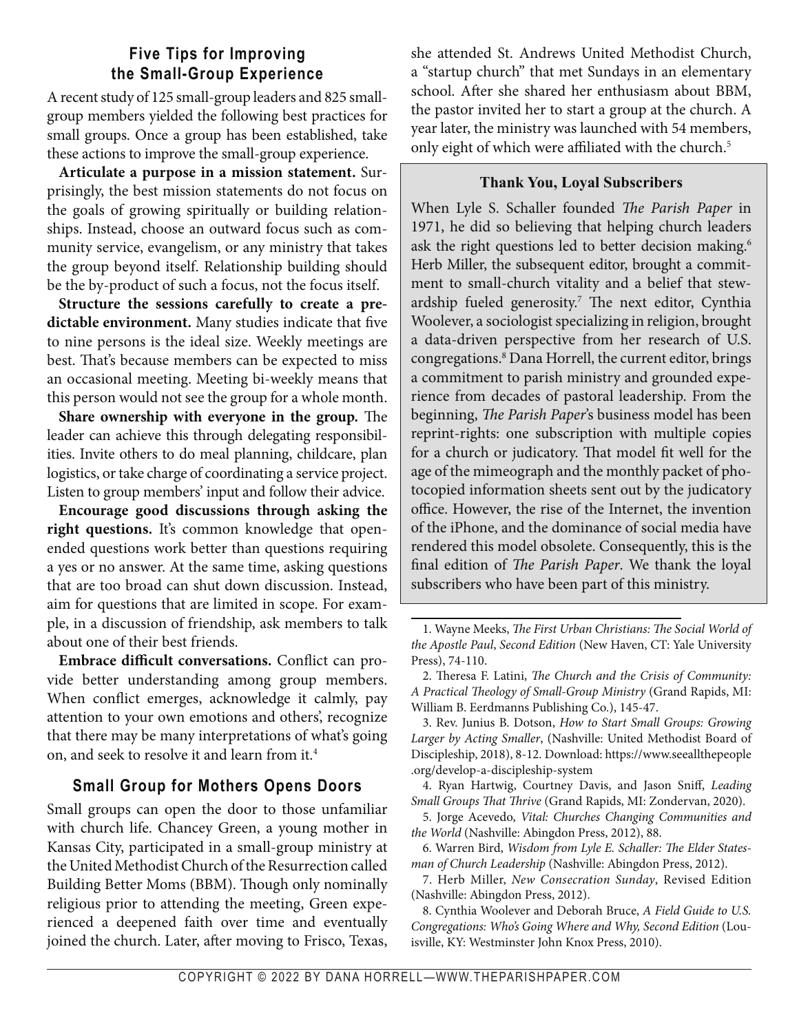## Five Tips for Improving the Small-Group Experience

A recent study of 125 small-group leaders and 825 small-group members yielded the following best practices for small groups. Once a group has been established, take these actions to improve the small-group experience.

**Articulate a purpose in a mission statement.** Surprisingly, the best mission statements do not focus on the goals of growing spiritually or building relationships. Instead, choose an outward focus such as community service, evangelism, or any ministry that takes the group beyond itself. Relationship building should be the by-product of such a focus, not the focus itself.

**Structure the sessions carefully to create a predictable environment.** Many studies indicate that five to nine persons is the ideal size. Weekly meetings are best. That's because members can be expected to miss an occasional meeting. Meeting bi-weekly means that this person would not see the group for a whole month.

**Share ownership with everyone in the group.** The leader can achieve this through delegating responsibilities. Invite others to do meal planning, childcare, plan logistics, or take charge of coordinating a service project. Listen to group members' input and follow their advice.

**Encourage good discussions through asking the right questions.** It's common knowledge that open-ended questions work better than questions requiring a yes or no answer. At the same time, asking questions that are too broad can shut down discussion. Instead, aim for questions that are limited in scope. For example, in a discussion of friendship, ask members to talk about one of their best friends.

**Embrace difficult conversations.** Conflict can provide better understanding among group members. When conflict emerges, acknowledge it calmly, pay attention to your own emotions and others', recognize that there may be many interpretations of what's going on, and seek to resolve it and learn from it.[4]

## Small Group for Mothers Opens Doors

Small groups can open the door to those unfamiliar with church life. Chancey Green, a young mother in Kansas City, participated in a small-group ministry at the United Methodist Church of the Resurrection called Building Better Moms (BBM). Though only nominally religious prior to attending the meeting, Green experienced a deepened faith over time and eventually joined the church. Later, after moving to Frisco, Texas, she attended St. Andrews United Methodist Church, a "startup church" that met Sundays in an elementary school. After she shared her enthusiasm about BBM, the pastor invited her to start a group at the church. A year later, the ministry was launched with 54 members, only eight of which were affiliated with the church.[5]

### Thank You, Loyal Subscribers

When Lyle S. Schaller founded *The Parish Paper* in 1971, he did so believing that helping church leaders ask the right questions led to better decision making.[6] Herb Miller, the subsequent editor, brought a commitment to small-church vitality and a belief that stewardship fueled generosity.[7] The next editor, Cynthia Woolever, a sociologist specializing in religion, brought a data-driven perspective from her research of U.S. congregations.[8] Dana Horrell, the current editor, brings a commitment to parish ministry and grounded experience from decades of pastoral leadership. From the beginning, *The Parish Paper*'s business model has been reprint-rights: one subscription with multiple copies for a church or judicatory. That model fit well for the age of the mimeograph and the monthly packet of photocopied information sheets sent out by the judicatory office. However, the rise of the Internet, the invention of the iPhone, and the dominance of social media have rendered this model obsolete. Consequently, this is the final edition of *The Parish Paper*. We thank the loyal subscribers who have been part of this ministry.

---

1. Wayne Meeks, *The First Urban Christians: The Social World of the Apostle Paul*, *Second Edition* (New Haven, CT: Yale University Press), 74-110.
2. Theresa F. Latini, *The Church and the Crisis of Community: A Practical Theology of Small-Group Ministry* (Grand Rapids, MI: William B. Eerdmanns Publishing Co.), 145-47.
3. Rev. Junius B. Dotson, *How to Start Small Groups: Growing Larger by Acting Smaller*, (Nashville: United Methodist Board of Discipleship, 2018), 8-12. Download: https://www.seeallthepeople.org/develop-a-discipleship-system
4. Ryan Hartwig, Courtney Davis, and Jason Sniff, *Leading Small Groups That Thrive* (Grand Rapids, MI: Zondervan, 2020).
5. Jorge Acevedo, *Vital: Churches Changing Communities and the World* (Nashville: Abingdon Press, 2012), 88.
6. Warren Bird, *Wisdom from Lyle E. Schaller: The Elder Statesman of Church Leadership* (Nashville: Abingdon Press, 2012).
7. Herb Miller, *New Consecration Sunday*, Revised Edition (Nashville: Abingdon Press, 2012).
8. Cynthia Woolever and Deborah Bruce, *A Field Guide to U.S. Congregations: Who's Going Where and Why, Second Edition* (Louisville, KY: Westminster John Knox Press, 2010).

COPYRIGHT © 2022 BY DANA HORRELL—WWW.THEPARISHPAPER.COM